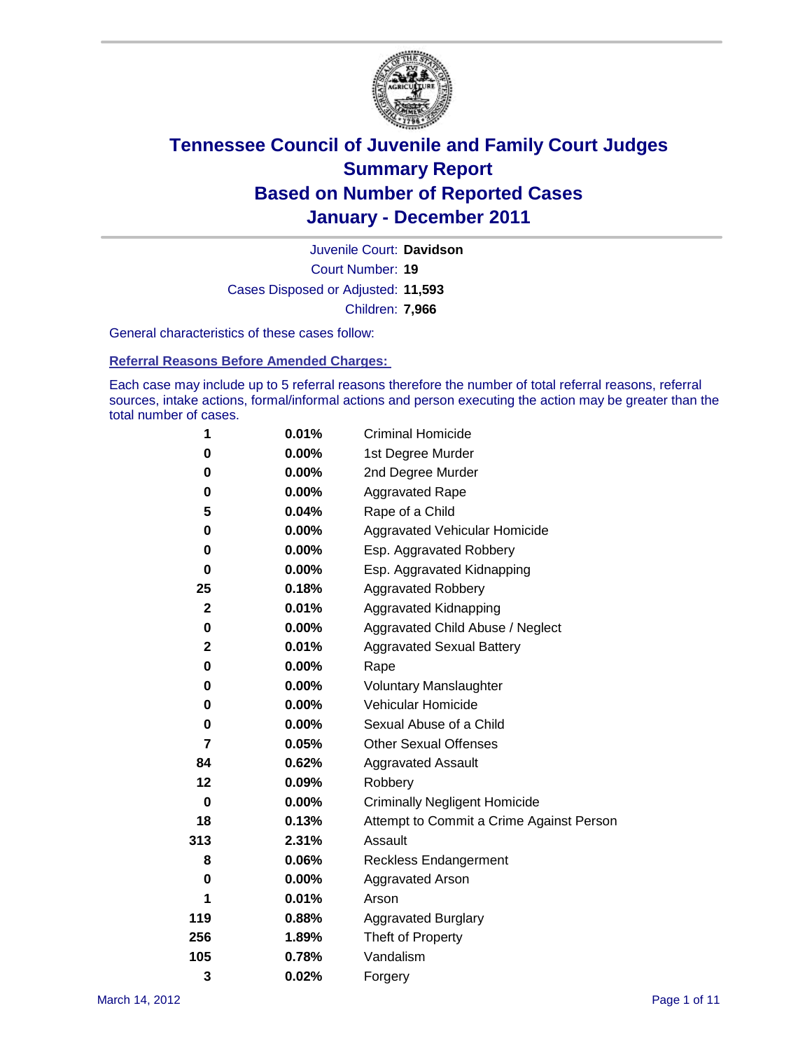# Tennessee Council of Juvenile and Family Court Judges
# Summary Report
# Based on Number of Reported Cases
# January - December 2011

Juvenile Court: **Davidson**

Court Number: **19**

Cases Disposed or Adjusted: **11,593**

Children: **7,966**

General characteristics of these cases follow:

**Referral Reasons Before Amended Charges:**

Each case may include up to 5 referral reasons therefore the number of total referral reasons, referral sources, intake actions, formal/informal actions and person executing the action may be greater than the total number of cases.

| Count | Percent | Referral Reason |
|---|---|---|
| 1 | 0.01% | Criminal Homicide |
| 0 | 0.00% | 1st Degree Murder |
| 0 | 0.00% | 2nd Degree Murder |
| 0 | 0.00% | Aggravated Rape |
| 5 | 0.04% | Rape of a Child |
| 0 | 0.00% | Aggravated Vehicular Homicide |
| 0 | 0.00% | Esp. Aggravated Robbery |
| 0 | 0.00% | Esp. Aggravated Kidnapping |
| 25 | 0.18% | Aggravated Robbery |
| 2 | 0.01% | Aggravated Kidnapping |
| 0 | 0.00% | Aggravated Child Abuse / Neglect |
| 2 | 0.01% | Aggravated Sexual Battery |
| 0 | 0.00% | Rape |
| 0 | 0.00% | Voluntary Manslaughter |
| 0 | 0.00% | Vehicular Homicide |
| 0 | 0.00% | Sexual Abuse of a Child |
| 7 | 0.05% | Other Sexual Offenses |
| 84 | 0.62% | Aggravated Assault |
| 12 | 0.09% | Robbery |
| 0 | 0.00% | Criminally Negligent Homicide |
| 18 | 0.13% | Attempt to Commit a Crime Against Person |
| 313 | 2.31% | Assault |
| 8 | 0.06% | Reckless Endangerment |
| 0 | 0.00% | Aggravated Arson |
| 1 | 0.01% | Arson |
| 119 | 0.88% | Aggravated Burglary |
| 256 | 1.89% | Theft of Property |
| 105 | 0.78% | Vandalism |
| 3 | 0.02% | Forgery |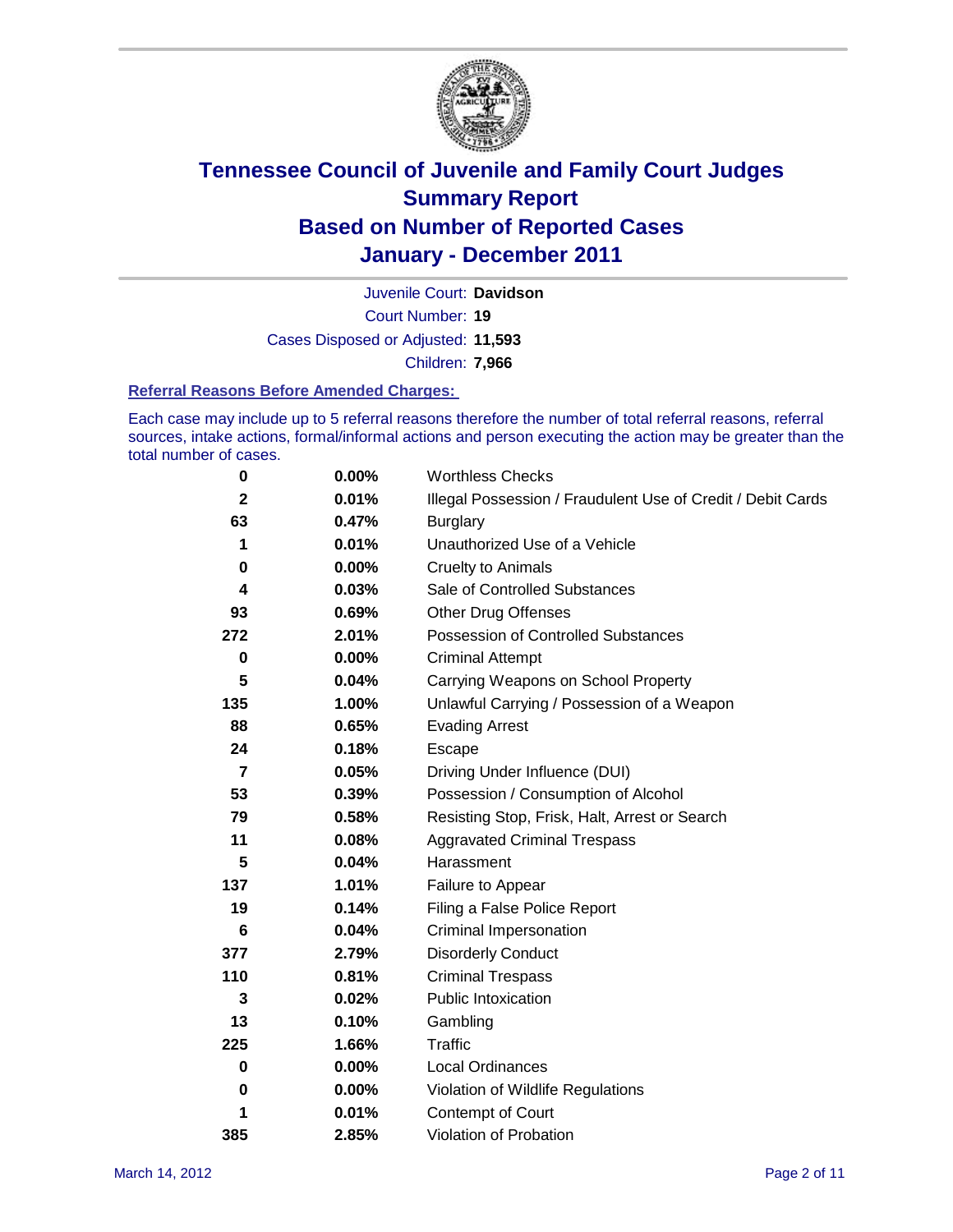# Tennessee Council of Juvenile and Family Court Judges
# Summary Report
# Based on Number of Reported Cases
# January - December 2011

Juvenile Court: **Davidson**
Court Number: **19**
Cases Disposed or Adjusted: **11,593**
Children: **7,966**

### Referral Reasons Before Amended Charges:

Each case may include up to 5 referral reasons therefore the number of total referral reasons, referral sources, intake actions, formal/informal actions and person executing the action may be greater than the total number of cases.

| | | |
|---|---|---|
| 0 | 0.00% | Worthless Checks |
| 2 | 0.01% | Illegal Possession / Fraudulent Use of Credit / Debit Cards |
| 63 | 0.47% | Burglary |
| 1 | 0.01% | Unauthorized Use of a Vehicle |
| 0 | 0.00% | Cruelty to Animals |
| 4 | 0.03% | Sale of Controlled Substances |
| 93 | 0.69% | Other Drug Offenses |
| 272 | 2.01% | Possession of Controlled Substances |
| 0 | 0.00% | Criminal Attempt |
| 5 | 0.04% | Carrying Weapons on School Property |
| 135 | 1.00% | Unlawful Carrying / Possession of a Weapon |
| 88 | 0.65% | Evading Arrest |
| 24 | 0.18% | Escape |
| 7 | 0.05% | Driving Under Influence (DUI) |
| 53 | 0.39% | Possession / Consumption of Alcohol |
| 79 | 0.58% | Resisting Stop, Frisk, Halt, Arrest or Search |
| 11 | 0.08% | Aggravated Criminal Trespass |
| 5 | 0.04% | Harassment |
| 137 | 1.01% | Failure to Appear |
| 19 | 0.14% | Filing a False Police Report |
| 6 | 0.04% | Criminal Impersonation |
| 377 | 2.79% | Disorderly Conduct |
| 110 | 0.81% | Criminal Trespass |
| 3 | 0.02% | Public Intoxication |
| 13 | 0.10% | Gambling |
| 225 | 1.66% | Traffic |
| 0 | 0.00% | Local Ordinances |
| 0 | 0.00% | Violation of Wildlife Regulations |
| 1 | 0.01% | Contempt of Court |
| 385 | 2.85% | Violation of Probation |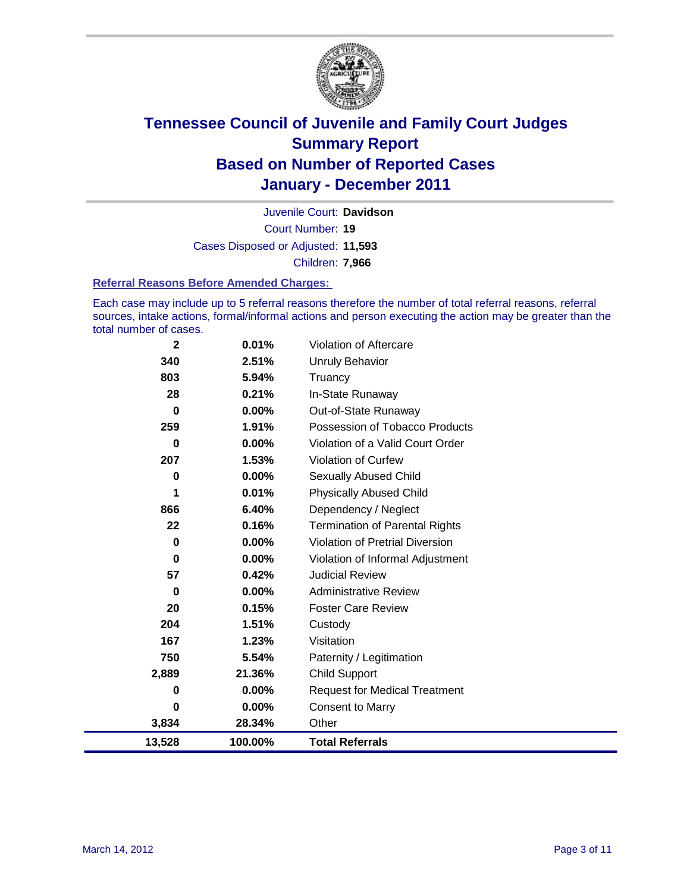# Tennessee Council of Juvenile and Family Court Judges
## Summary Report
## Based on Number of Reported Cases
## January - December 2011

Juvenile Court: **Davidson**

Court Number: **19**

Cases Disposed or Adjusted: **11,593**

Children: **7,966**

### Referral Reasons Before Amended Charges:

Each case may include up to 5 referral reasons therefore the number of total referral reasons, referral sources, intake actions, formal/informal actions and person executing the action may be greater than the total number of cases.

| Count | Percent | Referral Reason |
|---|---|---|
| 2 | 0.01% | Violation of Aftercare |
| 340 | 2.51% | Unruly Behavior |
| 803 | 5.94% | Truancy |
| 28 | 0.21% | In-State Runaway |
| 0 | 0.00% | Out-of-State Runaway |
| 259 | 1.91% | Possession of Tobacco Products |
| 0 | 0.00% | Violation of a Valid Court Order |
| 207 | 1.53% | Violation of Curfew |
| 0 | 0.00% | Sexually Abused Child |
| 1 | 0.01% | Physically Abused Child |
| 866 | 6.40% | Dependency / Neglect |
| 22 | 0.16% | Termination of Parental Rights |
| 0 | 0.00% | Violation of Pretrial Diversion |
| 0 | 0.00% | Violation of Informal Adjustment |
| 57 | 0.42% | Judicial Review |
| 0 | 0.00% | Administrative Review |
| 20 | 0.15% | Foster Care Review |
| 204 | 1.51% | Custody |
| 167 | 1.23% | Visitation |
| 750 | 5.54% | Paternity / Legitimation |
| 2,889 | 21.36% | Child Support |
| 0 | 0.00% | Request for Medical Treatment |
| 0 | 0.00% | Consent to Marry |
| 3,834 | 28.34% | Other |
| **13,528** | **100.00%** | **Total Referrals** |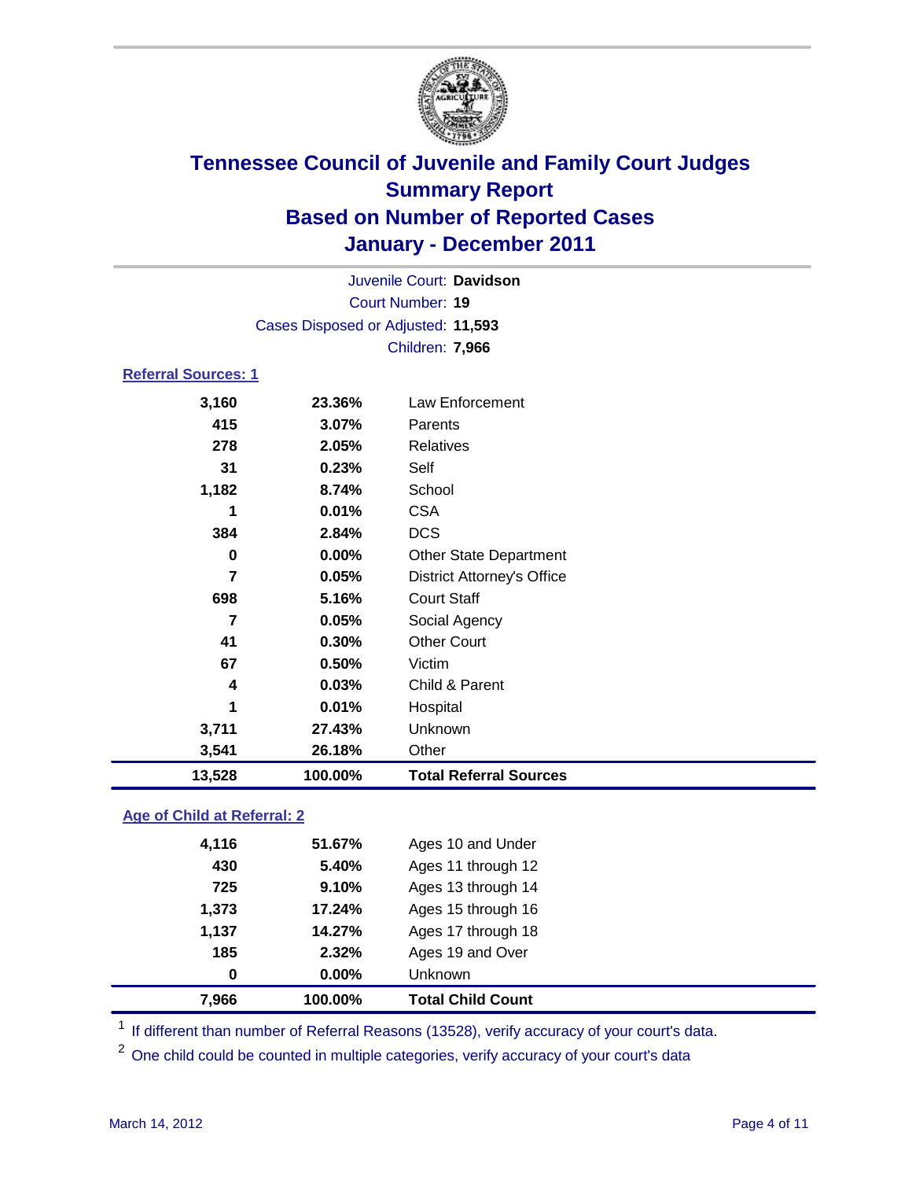# Tennessee Council of Juvenile and Family Court Judges
## Summary Report
## Based on Number of Reported Cases
## January - December 2011

Juvenile Court: **Davidson**
Court Number: **19**
Cases Disposed or Adjusted: **11,593**
Children: **7,966**

### Referral Sources: 1

| Count | Percent | Source |
|---|---|---|
| 3,160 | 23.36% | Law Enforcement |
| 415 | 3.07% | Parents |
| 278 | 2.05% | Relatives |
| 31 | 0.23% | Self |
| 1,182 | 8.74% | School |
| 1 | 0.01% | CSA |
| 384 | 2.84% | DCS |
| 0 | 0.00% | Other State Department |
| 7 | 0.05% | District Attorney's Office |
| 698 | 5.16% | Court Staff |
| 7 | 0.05% | Social Agency |
| 41 | 0.30% | Other Court |
| 67 | 0.50% | Victim |
| 4 | 0.03% | Child & Parent |
| 1 | 0.01% | Hospital |
| 3,711 | 27.43% | Unknown |
| 3,541 | 26.18% | Other |
| **13,528** | **100.00%** | **Total Referral Sources** |

### Age of Child at Referral: 2

| Count | Percent | Age |
|---|---|---|
| 4,116 | 51.67% | Ages 10 and Under |
| 430 | 5.40% | Ages 11 through 12 |
| 725 | 9.10% | Ages 13 through 14 |
| 1,373 | 17.24% | Ages 15 through 16 |
| 1,137 | 14.27% | Ages 17 through 18 |
| 185 | 2.32% | Ages 19 and Over |
| 0 | 0.00% | Unknown |
| **7,966** | **100.00%** | **Total Child Count** |

[1] If different than number of Referral Reasons (13528), verify accuracy of your court's data.

[2] One child could be counted in multiple categories, verify accuracy of your court's data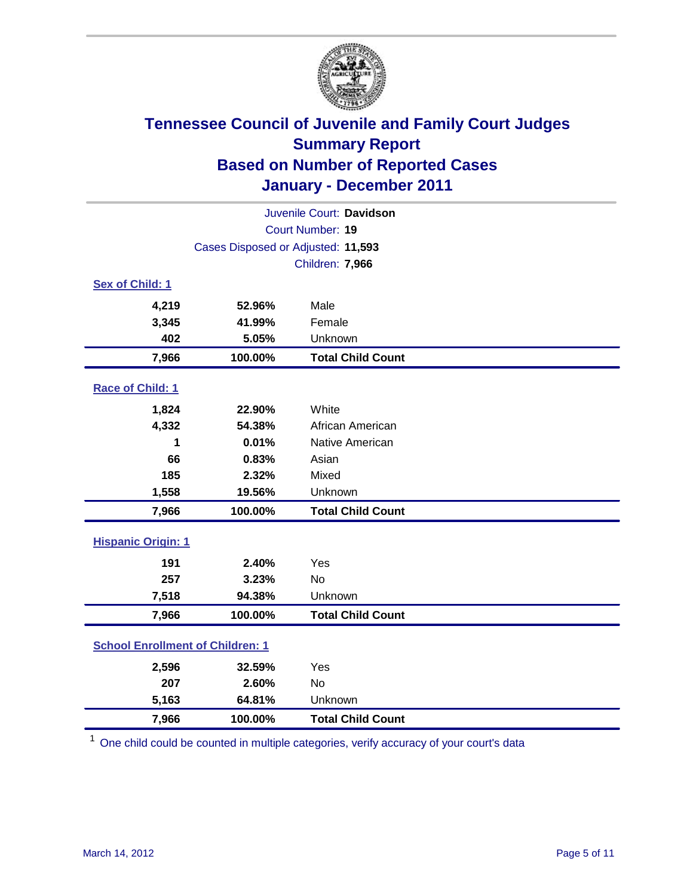# Tennessee Council of Juvenile and Family Court Judges
## Summary Report
## Based on Number of Reported Cases
## January - December 2011

Juvenile Court: **Davidson**

Court Number: **19**

Cases Disposed or Adjusted: **11,593**

Children: **7,966**

### Sex of Child: 1

| Count | Percent | Category |
|---|---|---|
| 4,219 | 52.96% | Male |
| 3,345 | 41.99% | Female |
| 402 | 5.05% | Unknown |
| **7,966** | **100.00%** | **Total Child Count** |

### Race of Child: 1

| Count | Percent | Category |
|---|---|---|
| 1,824 | 22.90% | White |
| 4,332 | 54.38% | African American |
| 1 | 0.01% | Native American |
| 66 | 0.83% | Asian |
| 185 | 2.32% | Mixed |
| 1,558 | 19.56% | Unknown |
| **7,966** | **100.00%** | **Total Child Count** |

### Hispanic Origin: 1

| Count | Percent | Category |
|---|---|---|
| 191 | 2.40% | Yes |
| 257 | 3.23% | No |
| 7,518 | 94.38% | Unknown |
| **7,966** | **100.00%** | **Total Child Count** |

### School Enrollment of Children: 1

| Count | Percent | Category |
|---|---|---|
| 2,596 | 32.59% | Yes |
| 207 | 2.60% | No |
| 5,163 | 64.81% | Unknown |
| **7,966** | **100.00%** | **Total Child Count** |

[1] One child could be counted in multiple categories, verify accuracy of your court's data

March 14, 2012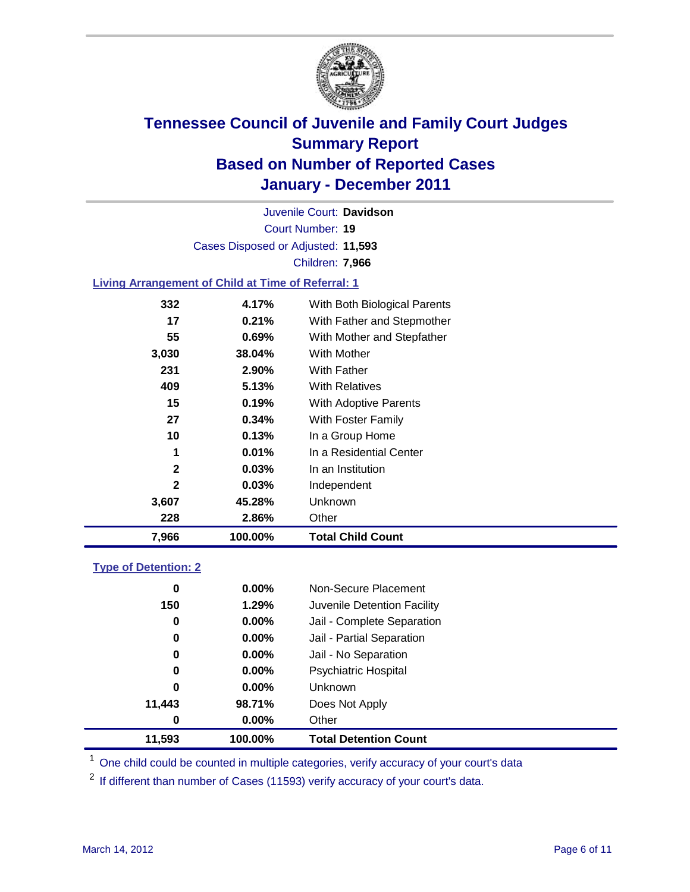# Tennessee Council of Juvenile and Family Court Judges
## Summary Report
## Based on Number of Reported Cases
## January - December 2011

Juvenile Court: **Davidson**

Court Number: **19**

Cases Disposed or Adjusted: **11,593**

Children: **7,966**

### Living Arrangement of Child at Time of Referral: 1

| Count | Percent | Category |
|---|---|---|
| 332 | 4.17% | With Both Biological Parents |
| 17 | 0.21% | With Father and Stepmother |
| 55 | 0.69% | With Mother and Stepfather |
| 3,030 | 38.04% | With Mother |
| 231 | 2.90% | With Father |
| 409 | 5.13% | With Relatives |
| 15 | 0.19% | With Adoptive Parents |
| 27 | 0.34% | With Foster Family |
| 10 | 0.13% | In a Group Home |
| 1 | 0.01% | In a Residential Center |
| 2 | 0.03% | In an Institution |
| 2 | 0.03% | Independent |
| 3,607 | 45.28% | Unknown |
| 228 | 2.86% | Other |
| **7,966** | **100.00%** | **Total Child Count** |

### Type of Detention: 2

| Count | Percent | Category |
|---|---|---|
| 0 | 0.00% | Non-Secure Placement |
| 150 | 1.29% | Juvenile Detention Facility |
| 0 | 0.00% | Jail - Complete Separation |
| 0 | 0.00% | Jail - Partial Separation |
| 0 | 0.00% | Jail - No Separation |
| 0 | 0.00% | Psychiatric Hospital |
| 0 | 0.00% | Unknown |
| 11,443 | 98.71% | Does Not Apply |
| 0 | 0.00% | Other |
| **11,593** | **100.00%** | **Total Detention Count** |

[1] One child could be counted in multiple categories, verify accuracy of your court's data

[2] If different than number of Cases (11593) verify accuracy of your court's data.

March 14, 2012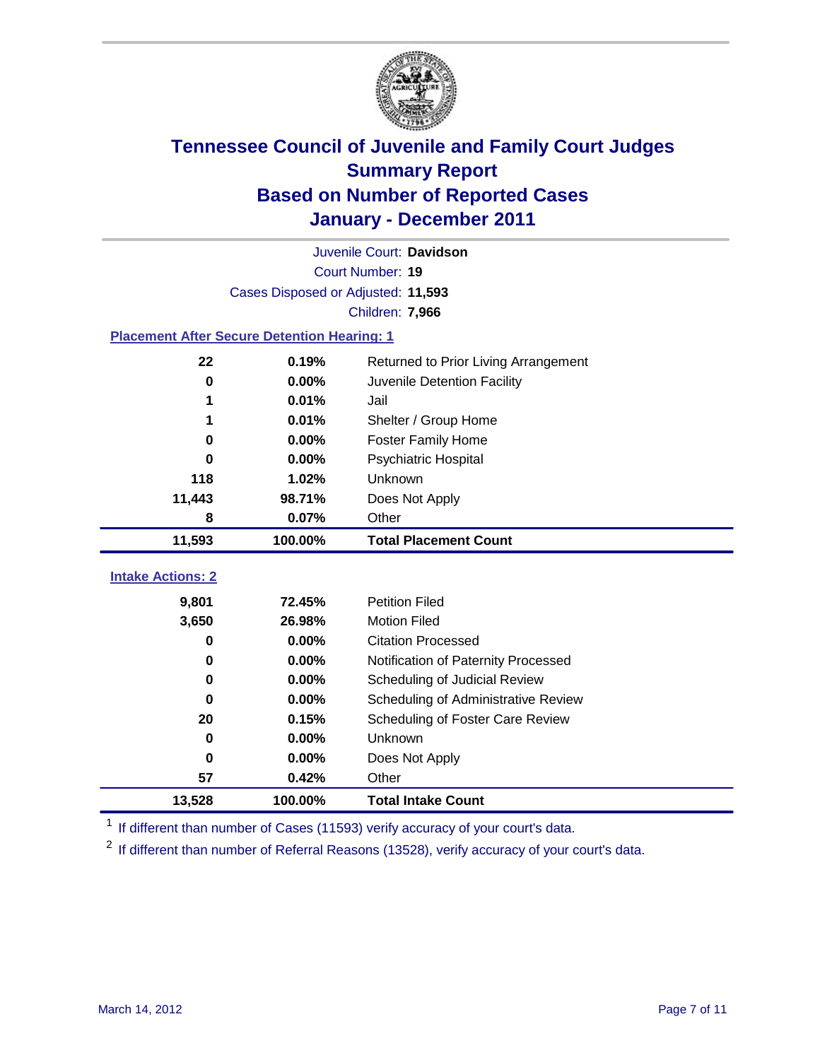# Tennessee Council of Juvenile and Family Court Judges
## Summary Report
## Based on Number of Reported Cases
## January - December 2011

Juvenile Court: **Davidson**

Court Number: **19**

Cases Disposed or Adjusted: **11,593**

Children: **7,966**

### Placement After Secure Detention Hearing: 1

| | | |
|---|---|---|
| 22 | 0.19% | Returned to Prior Living Arrangement |
| 0 | 0.00% | Juvenile Detention Facility |
| 1 | 0.01% | Jail |
| 1 | 0.01% | Shelter / Group Home |
| 0 | 0.00% | Foster Family Home |
| 0 | 0.00% | Psychiatric Hospital |
| 118 | 1.02% | Unknown |
| 11,443 | 98.71% | Does Not Apply |
| 8 | 0.07% | Other |
| **11,593** | **100.00%** | **Total Placement Count** |

### Intake Actions: 2

| | | |
|---|---|---|
| 9,801 | 72.45% | Petition Filed |
| 3,650 | 26.98% | Motion Filed |
| 0 | 0.00% | Citation Processed |
| 0 | 0.00% | Notification of Paternity Processed |
| 0 | 0.00% | Scheduling of Judicial Review |
| 0 | 0.00% | Scheduling of Administrative Review |
| 20 | 0.15% | Scheduling of Foster Care Review |
| 0 | 0.00% | Unknown |
| 0 | 0.00% | Does Not Apply |
| 57 | 0.42% | Other |
| **13,528** | **100.00%** | **Total Intake Count** |

[1] If different than number of Cases (11593) verify accuracy of your court's data.

[2] If different than number of Referral Reasons (13528), verify accuracy of your court's data.

March 14, 2012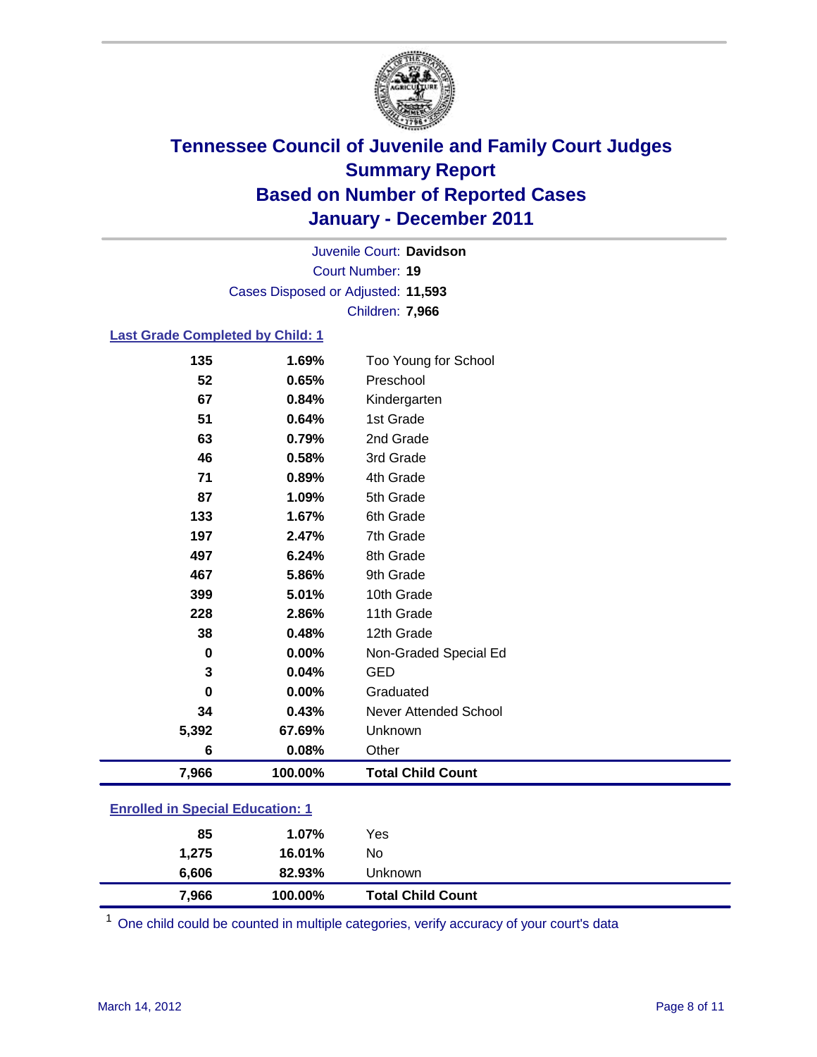# Tennessee Council of Juvenile and Family Court Judges
## Summary Report
## Based on Number of Reported Cases
## January - December 2011

Juvenile Court: **Davidson**

Court Number: **19**

Cases Disposed or Adjusted: **11,593**

Children: **7,966**

### Last Grade Completed by Child: 1

| Count | Percent | Category |
|---|---|---|
| 135 | 1.69% | Too Young for School |
| 52 | 0.65% | Preschool |
| 67 | 0.84% | Kindergarten |
| 51 | 0.64% | 1st Grade |
| 63 | 0.79% | 2nd Grade |
| 46 | 0.58% | 3rd Grade |
| 71 | 0.89% | 4th Grade |
| 87 | 1.09% | 5th Grade |
| 133 | 1.67% | 6th Grade |
| 197 | 2.47% | 7th Grade |
| 497 | 6.24% | 8th Grade |
| 467 | 5.86% | 9th Grade |
| 399 | 5.01% | 10th Grade |
| 228 | 2.86% | 11th Grade |
| 38 | 0.48% | 12th Grade |
| 0 | 0.00% | Non-Graded Special Ed |
| 3 | 0.04% | GED |
| 0 | 0.00% | Graduated |
| 34 | 0.43% | Never Attended School |
| 5,392 | 67.69% | Unknown |
| 6 | 0.08% | Other |
| **7,966** | **100.00%** | **Total Child Count** |

### Enrolled in Special Education: 1

| Count | Percent | Category |
|---|---|---|
| 85 | 1.07% | Yes |
| 1,275 | 16.01% | No |
| 6,606 | 82.93% | Unknown |
| **7,966** | **100.00%** | **Total Child Count** |

[1] One child could be counted in multiple categories, verify accuracy of your court's data

March 14, 2012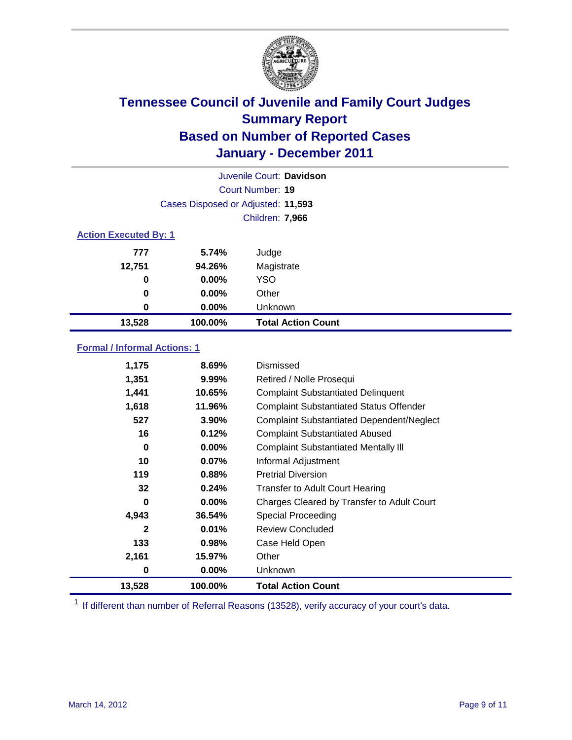# Tennessee Council of Juvenile and Family Court Judges
## Summary Report
## Based on Number of Reported Cases
## January - December 2011

Juvenile Court: **Davidson**
Court Number: **19**
Cases Disposed or Adjusted: **11,593**
Children: **7,966**

### Action Executed By: 1

| | | |
|---|---|---|
| 777 | 5.74% | Judge |
| 12,751 | 94.26% | Magistrate |
| 0 | 0.00% | YSO |
| 0 | 0.00% | Other |
| 0 | 0.00% | Unknown |
| **13,528** | **100.00%** | **Total Action Count** |

### Formal / Informal Actions: 1

| | | |
|---|---|---|
| 1,175 | 8.69% | Dismissed |
| 1,351 | 9.99% | Retired / Nolle Prosequi |
| 1,441 | 10.65% | Complaint Substantiated Delinquent |
| 1,618 | 11.96% | Complaint Substantiated Status Offender |
| 527 | 3.90% | Complaint Substantiated Dependent/Neglect |
| 16 | 0.12% | Complaint Substantiated Abused |
| 0 | 0.00% | Complaint Substantiated Mentally Ill |
| 10 | 0.07% | Informal Adjustment |
| 119 | 0.88% | Pretrial Diversion |
| 32 | 0.24% | Transfer to Adult Court Hearing |
| 0 | 0.00% | Charges Cleared by Transfer to Adult Court |
| 4,943 | 36.54% | Special Proceeding |
| 2 | 0.01% | Review Concluded |
| 133 | 0.98% | Case Held Open |
| 2,161 | 15.97% | Other |
| 0 | 0.00% | Unknown |
| **13,528** | **100.00%** | **Total Action Count** |

[1] If different than number of Referral Reasons (13528), verify accuracy of your court's data.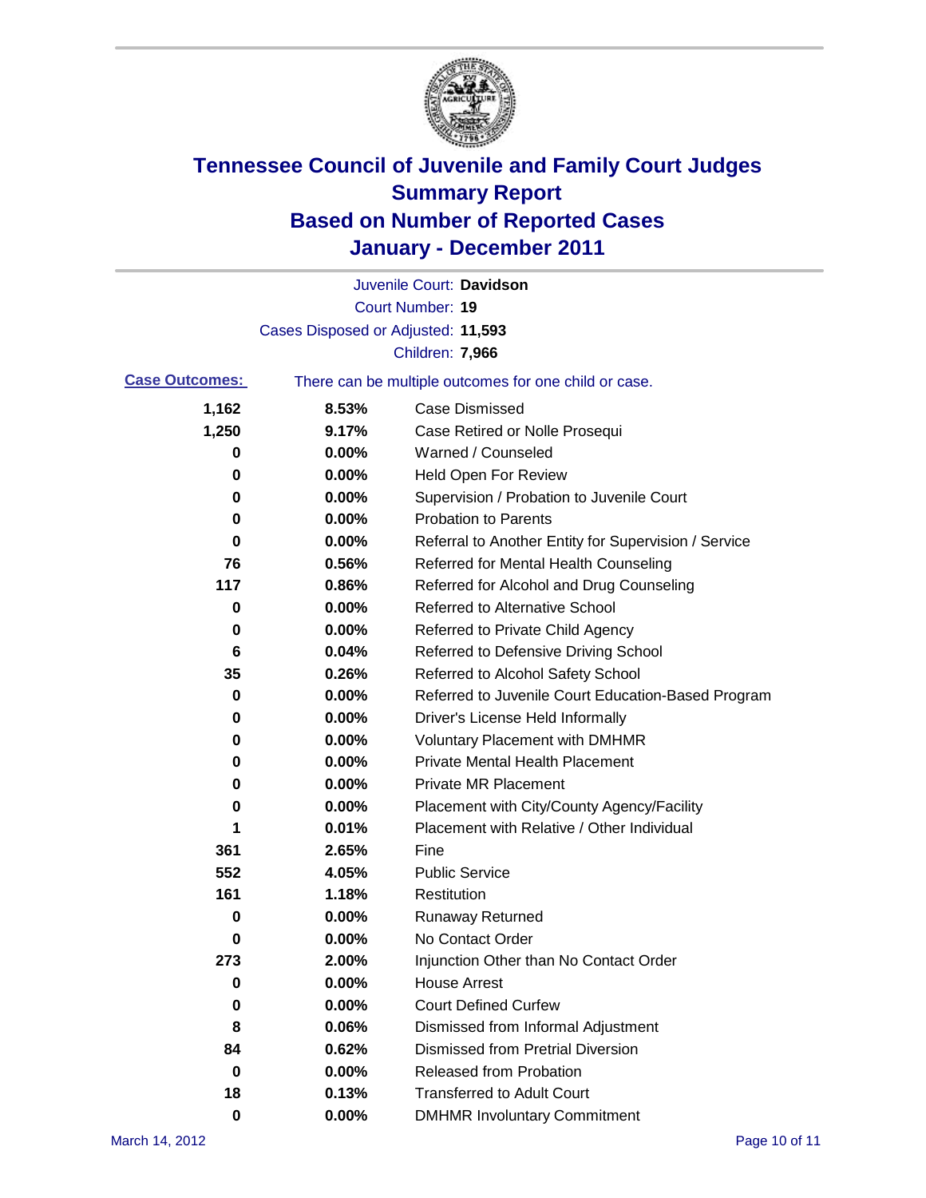# Tennessee Council of Juvenile and Family Court Judges
## Summary Report
## Based on Number of Reported Cases
## January - December 2011

Juvenile Court: **Davidson**

Court Number: **19**

Cases Disposed or Adjusted: **11,593**

Children: **7,966**

**Case Outcomes:** There can be multiple outcomes for one child or case.

| | | |
|---|---|---|
| 1,162 | 8.53% | Case Dismissed |
| 1,250 | 9.17% | Case Retired or Nolle Prosequi |
| 0 | 0.00% | Warned / Counseled |
| 0 | 0.00% | Held Open For Review |
| 0 | 0.00% | Supervision / Probation to Juvenile Court |
| 0 | 0.00% | Probation to Parents |
| 0 | 0.00% | Referral to Another Entity for Supervision / Service |
| 76 | 0.56% | Referred for Mental Health Counseling |
| 117 | 0.86% | Referred for Alcohol and Drug Counseling |
| 0 | 0.00% | Referred to Alternative School |
| 0 | 0.00% | Referred to Private Child Agency |
| 6 | 0.04% | Referred to Defensive Driving School |
| 35 | 0.26% | Referred to Alcohol Safety School |
| 0 | 0.00% | Referred to Juvenile Court Education-Based Program |
| 0 | 0.00% | Driver's License Held Informally |
| 0 | 0.00% | Voluntary Placement with DMHMR |
| 0 | 0.00% | Private Mental Health Placement |
| 0 | 0.00% | Private MR Placement |
| 0 | 0.00% | Placement with City/County Agency/Facility |
| 1 | 0.01% | Placement with Relative / Other Individual |
| 361 | 2.65% | Fine |
| 552 | 4.05% | Public Service |
| 161 | 1.18% | Restitution |
| 0 | 0.00% | Runaway Returned |
| 0 | 0.00% | No Contact Order |
| 273 | 2.00% | Injunction Other than No Contact Order |
| 0 | 0.00% | House Arrest |
| 0 | 0.00% | Court Defined Curfew |
| 8 | 0.06% | Dismissed from Informal Adjustment |
| 84 | 0.62% | Dismissed from Pretrial Diversion |
| 0 | 0.00% | Released from Probation |
| 18 | 0.13% | Transferred to Adult Court |
| 0 | 0.00% | DMHMR Involuntary Commitment |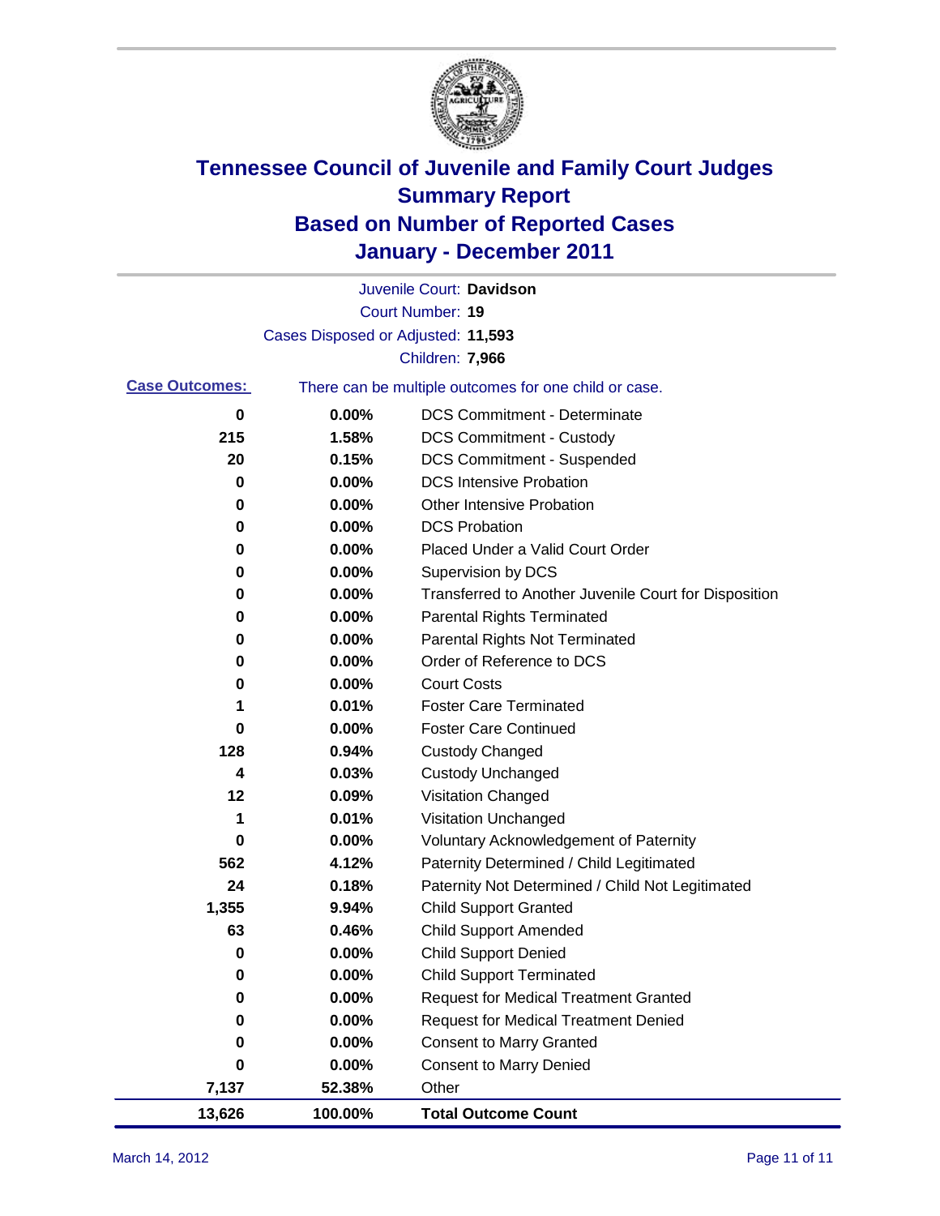# Tennessee Council of Juvenile and Family Court Judges
## Summary Report
## Based on Number of Reported Cases
## January - December 2011

Juvenile Court: **Davidson**

Court Number: **19**

Cases Disposed or Adjusted: **11,593**

Children: **7,966**

**Case Outcomes:** There can be multiple outcomes for one child or case.

| | | |
|---|---|---|
| 0 | 0.00% | DCS Commitment - Determinate |
| 215 | 1.58% | DCS Commitment - Custody |
| 20 | 0.15% | DCS Commitment - Suspended |
| 0 | 0.00% | DCS Intensive Probation |
| 0 | 0.00% | Other Intensive Probation |
| 0 | 0.00% | DCS Probation |
| 0 | 0.00% | Placed Under a Valid Court Order |
| 0 | 0.00% | Supervision by DCS |
| 0 | 0.00% | Transferred to Another Juvenile Court for Disposition |
| 0 | 0.00% | Parental Rights Terminated |
| 0 | 0.00% | Parental Rights Not Terminated |
| 0 | 0.00% | Order of Reference to DCS |
| 0 | 0.00% | Court Costs |
| 1 | 0.01% | Foster Care Terminated |
| 0 | 0.00% | Foster Care Continued |
| 128 | 0.94% | Custody Changed |
| 4 | 0.03% | Custody Unchanged |
| 12 | 0.09% | Visitation Changed |
| 1 | 0.01% | Visitation Unchanged |
| 0 | 0.00% | Voluntary Acknowledgement of Paternity |
| 562 | 4.12% | Paternity Determined / Child Legitimated |
| 24 | 0.18% | Paternity Not Determined / Child Not Legitimated |
| 1,355 | 9.94% | Child Support Granted |
| 63 | 0.46% | Child Support Amended |
| 0 | 0.00% | Child Support Denied |
| 0 | 0.00% | Child Support Terminated |
| 0 | 0.00% | Request for Medical Treatment Granted |
| 0 | 0.00% | Request for Medical Treatment Denied |
| 0 | 0.00% | Consent to Marry Granted |
| 0 | 0.00% | Consent to Marry Denied |
| 7,137 | 52.38% | Other |
| **13,626** | **100.00%** | **Total Outcome Count** |

March 14, 2012